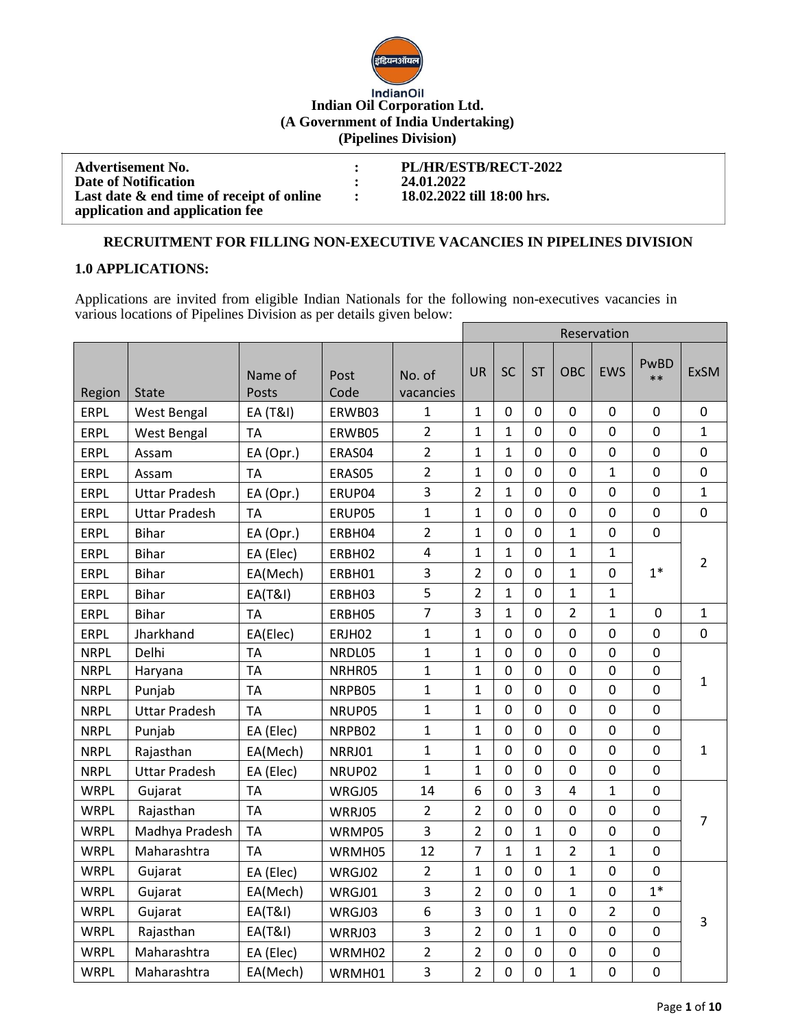**Indian Oil Corporation Ltd.**
**(A Government of India Undertaking)**
**(Pipelines Division)**

| | | |
|---|---|---|
| **Advertisement No.** | **:** | **PL/HR/ESTB/RECT-2022** |
| **Date of Notification** | **:** | **24.01.2022** |
| **Last date & end time of receipt of online application and application fee** | **:** | **18.02.2022 till 18:00 hrs.** |

## RECRUITMENT FOR FILLING NON-EXECUTIVE VACANCIES IN PIPELINES DIVISION

### 1.0 APPLICATIONS:

Applications are invited from eligible Indian Nationals for the following non-executives vacancies in various locations of Pipelines Division as per details given below:

| | | | | | Reservation | | | | | | |
|---|---|---|---|---|---|---|---|---|---|---|---|
| Region | State | Name of Posts | Post Code | No. of vacancies | UR | SC | ST | OBC | EWS | PwBD ** | ExSM |
| ERPL | West Bengal | EA (T&I) | ERWB03 | 1 | 1 | 0 | 0 | 0 | 0 | 0 | 0 |
| ERPL | West Bengal | TA | ERWB05 | 2 | 1 | 1 | 0 | 0 | 0 | 0 | 1 |
| ERPL | Assam | EA (Opr.) | ERAS04 | 2 | 1 | 1 | 0 | 0 | 0 | 0 | 0 |
| ERPL | Assam | TA | ERAS05 | 2 | 1 | 0 | 0 | 0 | 1 | 0 | 0 |
| ERPL | Uttar Pradesh | EA (Opr.) | ERUP04 | 3 | 2 | 1 | 0 | 0 | 0 | 0 | 1 |
| ERPL | Uttar Pradesh | TA | ERUP05 | 1 | 1 | 0 | 0 | 0 | 0 | 0 | 0 |
| ERPL | Bihar | EA (Opr.) | ERBH04 | 2 | 1 | 0 | 0 | 1 | 0 | 0 | 2 |
| ERPL | Bihar | EA (Elec) | ERBH02 | 4 | 1 | 1 | 0 | 1 | 1 | 1* | |
| ERPL | Bihar | EA(Mech) | ERBH01 | 3 | 2 | 0 | 0 | 1 | 0 | | |
| ERPL | Bihar | EA(T&I) | ERBH03 | 5 | 2 | 1 | 0 | 1 | 1 | | |
| ERPL | Bihar | TA | ERBH05 | 7 | 3 | 1 | 0 | 2 | 1 | 0 | 1 |
| ERPL | Jharkhand | EA(Elec) | ERJH02 | 1 | 1 | 0 | 0 | 0 | 0 | 0 | 0 |
| NRPL | Delhi | TA | NRDL05 | 1 | 1 | 0 | 0 | 0 | 0 | 0 | 1 |
| NRPL | Haryana | TA | NRHR05 | 1 | 1 | 0 | 0 | 0 | 0 | 0 | |
| NRPL | Punjab | TA | NRPB05 | 1 | 1 | 0 | 0 | 0 | 0 | 0 | |
| NRPL | Uttar Pradesh | TA | NRUP05 | 1 | 1 | 0 | 0 | 0 | 0 | 0 | |
| NRPL | Punjab | EA (Elec) | NRPB02 | 1 | 1 | 0 | 0 | 0 | 0 | 0 | 1 |
| NRPL | Rajasthan | EA(Mech) | NRRJ01 | 1 | 1 | 0 | 0 | 0 | 0 | 0 | |
| NRPL | Uttar Pradesh | EA (Elec) | NRUP02 | 1 | 1 | 0 | 0 | 0 | 0 | 0 | |
| WRPL | Gujarat | TA | WRGJ05 | 14 | 6 | 0 | 3 | 4 | 1 | 0 | 7 |
| WRPL | Rajasthan | TA | WRRJ05 | 2 | 2 | 0 | 0 | 0 | 0 | 0 | |
| WRPL | Madhya Pradesh | TA | WRMP05 | 3 | 2 | 0 | 1 | 0 | 0 | 0 | |
| WRPL | Maharashtra | TA | WRMH05 | 12 | 7 | 1 | 1 | 2 | 1 | 0 | |
| WRPL | Gujarat | EA (Elec) | WRGJ02 | 2 | 1 | 0 | 0 | 1 | 0 | 0 | 3 |
| WRPL | Gujarat | EA(Mech) | WRGJ01 | 3 | 2 | 0 | 0 | 1 | 0 | 1* | |
| WRPL | Gujarat | EA(T&I) | WRGJ03 | 6 | 3 | 0 | 1 | 0 | 2 | 0 | |
| WRPL | Rajasthan | EA(T&I) | WRRJ03 | 3 | 2 | 0 | 1 | 0 | 0 | 0 | |
| WRPL | Maharashtra | EA (Elec) | WRMH02 | 2 | 2 | 0 | 0 | 0 | 0 | 0 | |
| WRPL | Maharashtra | EA(Mech) | WRMH01 | 3 | 2 | 0 | 0 | 1 | 0 | 0 | |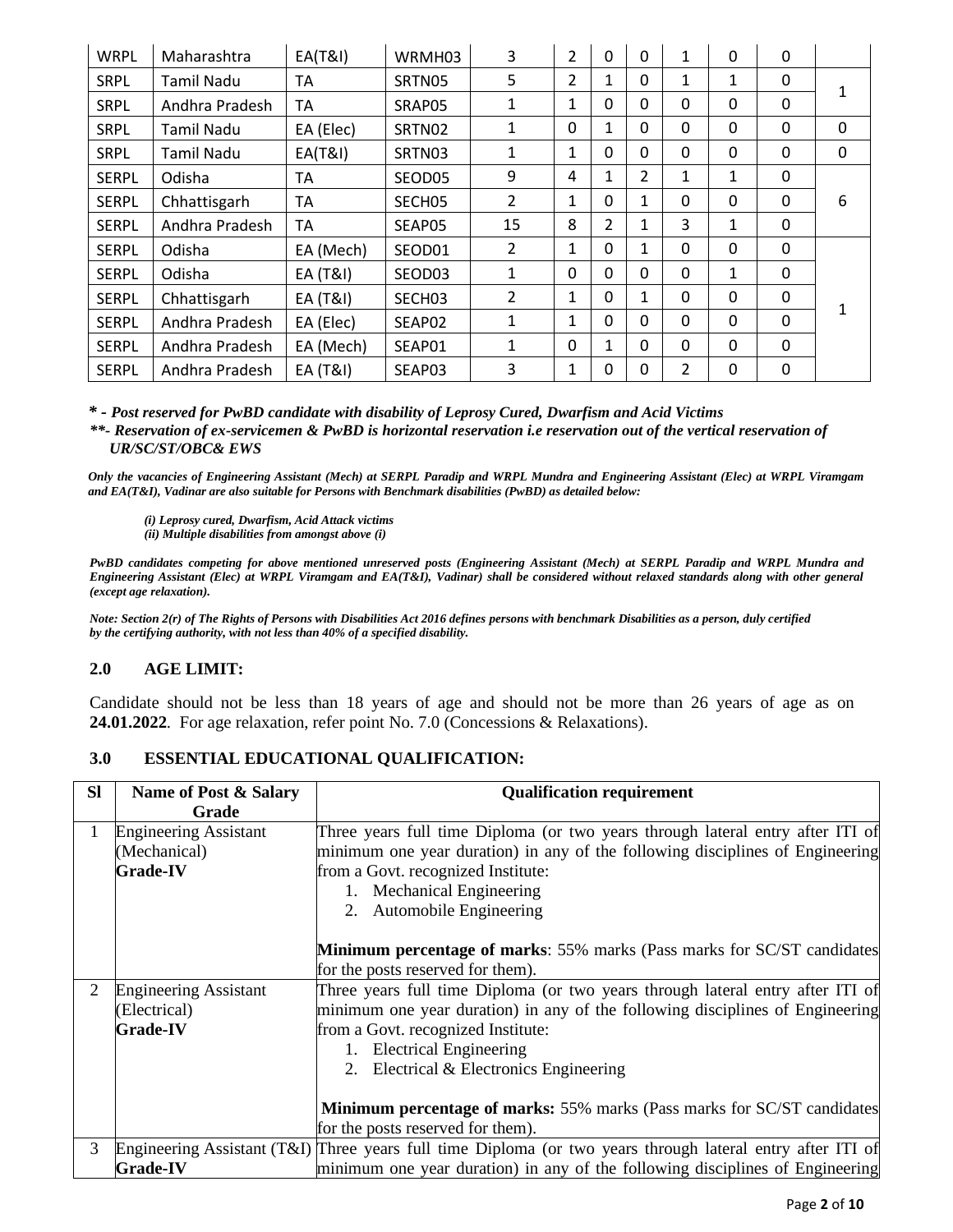| WRPL | Maharashtra | EA(T&I) | WRMH03 | 3 | 2 | 0 | 0 | 1 | 0 | 0 | |
|---|---|---|---|---|---|---|---|---|---|---|---|
| SRPL | Tamil Nadu | TA | SRTN05 | 5 | 2 | 1 | 0 | 1 | 1 | 0 | 1 |
| SRPL | Andhra Pradesh | TA | SRAP05 | 1 | 1 | 0 | 0 | 0 | 0 | 0 | |
| SRPL | Tamil Nadu | EA (Elec) | SRTN02 | 1 | 0 | 1 | 0 | 0 | 0 | 0 | 0 |
| SRPL | Tamil Nadu | EA(T&I) | SRTN03 | 1 | 1 | 0 | 0 | 0 | 0 | 0 | 0 |
| SERPL | Odisha | TA | SEOD05 | 9 | 4 | 1 | 2 | 1 | 1 | 0 | 6 |
| SERPL | Chhattisgarh | TA | SECH05 | 2 | 1 | 0 | 1 | 0 | 0 | 0 | |
| SERPL | Andhra Pradesh | TA | SEAP05 | 15 | 8 | 2 | 1 | 3 | 1 | 0 | |
| SERPL | Odisha | EA (Mech) | SEOD01 | 2 | 1 | 0 | 1 | 0 | 0 | 0 | 1 |
| SERPL | Odisha | EA (T&I) | SEOD03 | 1 | 0 | 0 | 0 | 0 | 1 | 0 | |
| SERPL | Chhattisgarh | EA (T&I) | SECH03 | 2 | 1 | 0 | 1 | 0 | 0 | 0 | |
| SERPL | Andhra Pradesh | EA (Elec) | SEAP02 | 1 | 1 | 0 | 0 | 0 | 0 | 0 | |
| SERPL | Andhra Pradesh | EA (Mech) | SEAP01 | 1 | 0 | 1 | 0 | 0 | 0 | 0 | |
| SERPL | Andhra Pradesh | EA (T&I) | SEAP03 | 3 | 1 | 0 | 0 | 2 | 0 | 0 | |

***\* - Post reserved for PwBD candidate with disability of Leprosy Cured, Dwarfism and Acid Victims***

***\*\*- Reservation of ex-servicemen & PwBD is horizontal reservation i.e reservation out of the vertical reservation of UR/SC/ST/OBC& EWS***

***Only the vacancies of Engineering Assistant (Mech) at SERPL Paradip and WRPL Mundra and Engineering Assistant (Elec) at WRPL Viramgam and EA(T&I), Vadinar are also suitable for Persons with Benchmark disabilities (PwBD) as detailed below:***

*(i) Leprosy cured, Dwarfism, Acid Attack victims*
*(ii) Multiple disabilities from amongst above (i)*

***PwBD candidates competing for above mentioned unreserved posts (Engineering Assistant (Mech) at SERPL Paradip and WRPL Mundra and Engineering Assistant (Elec) at WRPL Viramgam and EA(T&I), Vadinar) shall be considered without relaxed standards along with other general (except age relaxation).***

***Note: Section 2(r) of The Rights of Persons with Disabilities Act 2016 defines persons with benchmark Disabilities as a person, duly certified by the certifying authority, with not less than 40% of a specified disability.***

## 2.0 AGE LIMIT:

Candidate should not be less than 18 years of age and should not be more than 26 years of age as on **24.01.2022**. For age relaxation, refer point No. 7.0 (Concessions & Relaxations).

## 3.0 ESSENTIAL EDUCATIONAL QUALIFICATION:

| Sl | Name of Post & Salary Grade | Qualification requirement |
|---|---|---|
| 1 | Engineering Assistant (Mechanical) **Grade-IV** | Three years full time Diploma (or two years through lateral entry after ITI of minimum one year duration) in any of the following disciplines of Engineering from a Govt. recognized Institute:<br>1. Mechanical Engineering<br>2. Automobile Engineering<br><br>**Minimum percentage of marks**: 55% marks (Pass marks for SC/ST candidates for the posts reserved for them). |
| 2 | Engineering Assistant (Electrical) **Grade-IV** | Three years full time Diploma (or two years through lateral entry after ITI of minimum one year duration) in any of the following disciplines of Engineering from a Govt. recognized Institute:<br>1. Electrical Engineering<br>2. Electrical & Electronics Engineering<br><br>**Minimum percentage of marks:** 55% marks (Pass marks for SC/ST candidates for the posts reserved for them). |
| 3 | Engineering Assistant (T&I) **Grade-IV** | Three years full time Diploma (or two years through lateral entry after ITI of minimum one year duration) in any of the following disciplines of Engineering |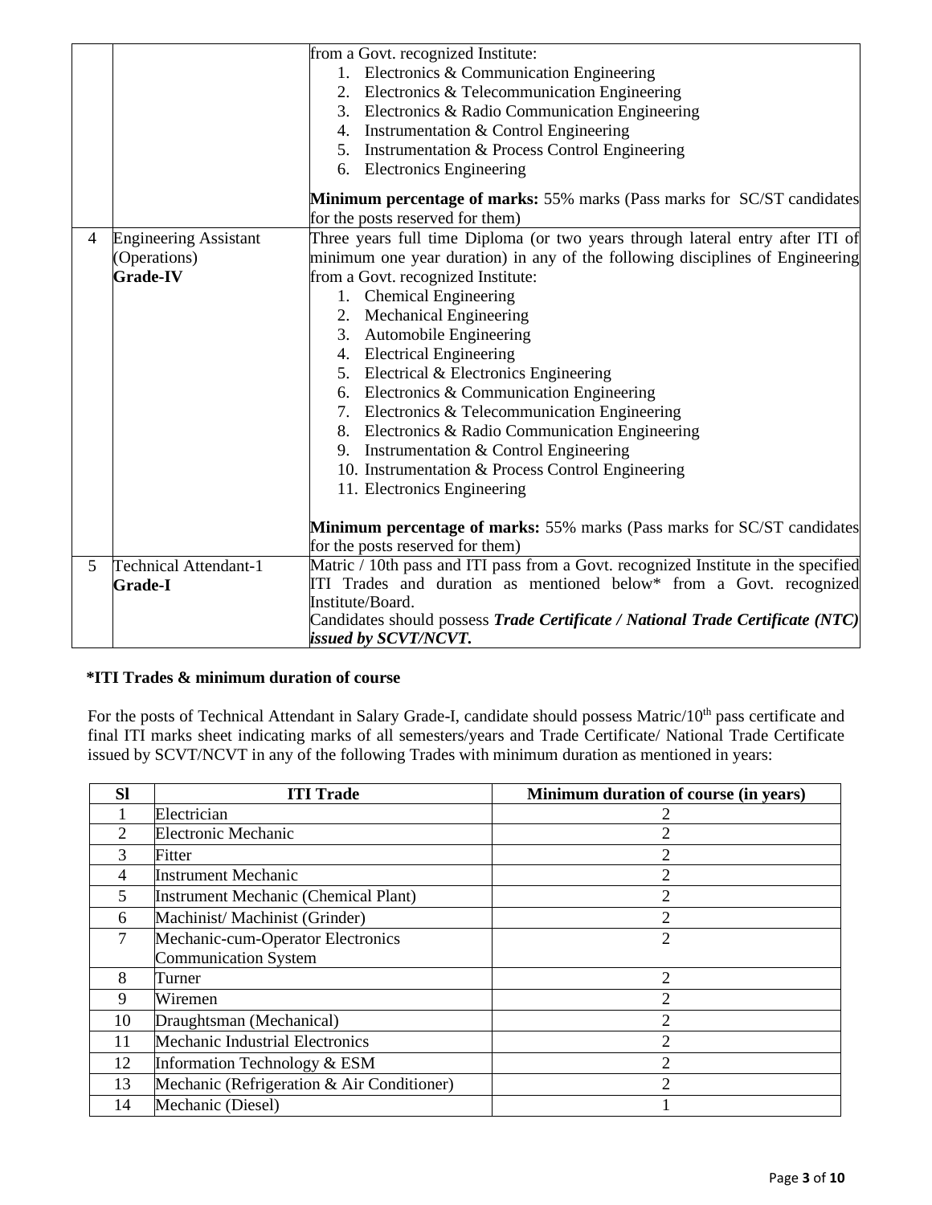| | | |
|---|---|---|
| | | from a Govt. recognized Institute:<br>1. Electronics & Communication Engineering<br>2. Electronics & Telecommunication Engineering<br>3. Electronics & Radio Communication Engineering<br>4. Instrumentation & Control Engineering<br>5. Instrumentation & Process Control Engineering<br>6. Electronics Engineering<br><br>**Minimum percentage of marks:** 55% marks (Pass marks for SC/ST candidates for the posts reserved for them) |
| 4 | Engineering Assistant (Operations) **Grade-IV** | Three years full time Diploma (or two years through lateral entry after ITI of minimum one year duration) in any of the following disciplines of Engineering from a Govt. recognized Institute:<br>1. Chemical Engineering<br>2. Mechanical Engineering<br>3. Automobile Engineering<br>4. Electrical Engineering<br>5. Electrical & Electronics Engineering<br>6. Electronics & Communication Engineering<br>7. Electronics & Telecommunication Engineering<br>8. Electronics & Radio Communication Engineering<br>9. Instrumentation & Control Engineering<br>10. Instrumentation & Process Control Engineering<br>11. Electronics Engineering<br><br>**Minimum percentage of marks:** 55% marks (Pass marks for SC/ST candidates for the posts reserved for them) |
| 5 | Technical Attendant-1 **Grade-I** | Matric / 10th pass and ITI pass from a Govt. recognized Institute in the specified ITI Trades and duration as mentioned below* from a Govt. recognized Institute/Board.<br>Candidates should possess ***Trade Certificate / National Trade Certificate (NTC) issued by SCVT/NCVT.*** |

**\*ITI Trades & minimum duration of course**

For the posts of Technical Attendant in Salary Grade-I, candidate should possess Matric/10th pass certificate and final ITI marks sheet indicating marks of all semesters/years and Trade Certificate/ National Trade Certificate issued by SCVT/NCVT in any of the following Trades with minimum duration as mentioned in years:

| Sl | ITI Trade | Minimum duration of course (in years) |
|---|---|---|
| 1 | Electrician | 2 |
| 2 | Electronic Mechanic | 2 |
| 3 | Fitter | 2 |
| 4 | Instrument Mechanic | 2 |
| 5 | Instrument Mechanic (Chemical Plant) | 2 |
| 6 | Machinist/ Machinist (Grinder) | 2 |
| 7 | Mechanic-cum-Operator Electronics Communication System | 2 |
| 8 | Turner | 2 |
| 9 | Wiremen | 2 |
| 10 | Draughtsman (Mechanical) | 2 |
| 11 | Mechanic Industrial Electronics | 2 |
| 12 | Information Technology & ESM | 2 |
| 13 | Mechanic (Refrigeration & Air Conditioner) | 2 |
| 14 | Mechanic (Diesel) | 1 |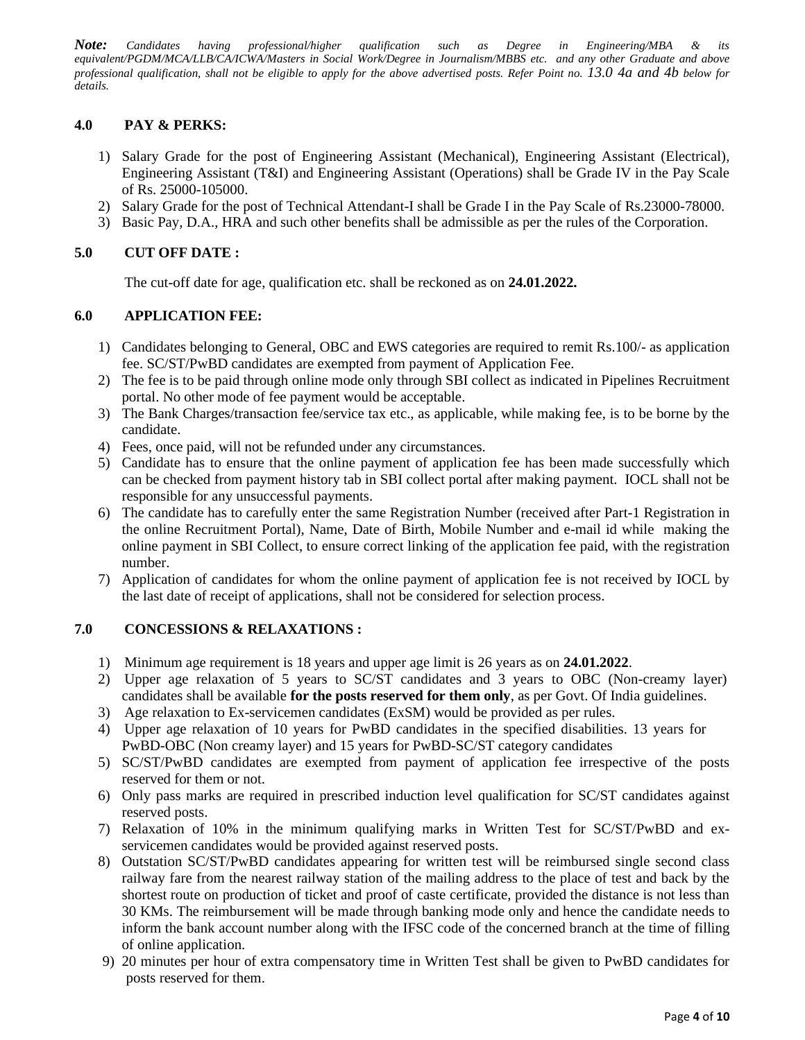***Note:*** *Candidates having professional/higher qualification such as Degree in Engineering/MBA & its equivalent/PGDM/MCA/LLB/CA/ICWA/Masters in Social Work/Degree in Journalism/MBBS etc. and any other Graduate and above professional qualification, shall not be eligible to apply for the above advertised posts. Refer Point no. 13.0 4a and 4b below for details.*

## 4.0 PAY & PERKS:

1) Salary Grade for the post of Engineering Assistant (Mechanical), Engineering Assistant (Electrical), Engineering Assistant (T&I) and Engineering Assistant (Operations) shall be Grade IV in the Pay Scale of Rs. 25000-105000.
2) Salary Grade for the post of Technical Attendant-I shall be Grade I in the Pay Scale of Rs.23000-78000.
3) Basic Pay, D.A., HRA and such other benefits shall be admissible as per the rules of the Corporation.

## 5.0 CUT OFF DATE :

The cut-off date for age, qualification etc. shall be reckoned as on **24.01.2022.**

## 6.0 APPLICATION FEE:

1) Candidates belonging to General, OBC and EWS categories are required to remit Rs.100/- as application fee. SC/ST/PwBD candidates are exempted from payment of Application Fee.
2) The fee is to be paid through online mode only through SBI collect as indicated in Pipelines Recruitment portal. No other mode of fee payment would be acceptable.
3) The Bank Charges/transaction fee/service tax etc., as applicable, while making fee, is to be borne by the candidate.
4) Fees, once paid, will not be refunded under any circumstances.
5) Candidate has to ensure that the online payment of application fee has been made successfully which can be checked from payment history tab in SBI collect portal after making payment. IOCL shall not be responsible for any unsuccessful payments.
6) The candidate has to carefully enter the same Registration Number (received after Part-1 Registration in the online Recruitment Portal), Name, Date of Birth, Mobile Number and e-mail id while making the online payment in SBI Collect, to ensure correct linking of the application fee paid, with the registration number.
7) Application of candidates for whom the online payment of application fee is not received by IOCL by the last date of receipt of applications, shall not be considered for selection process.

## 7.0 CONCESSIONS & RELAXATIONS :

1) Minimum age requirement is 18 years and upper age limit is 26 years as on **24.01.2022**.
2) Upper age relaxation of 5 years to SC/ST candidates and 3 years to OBC (Non-creamy layer) candidates shall be available **for the posts reserved for them only**, as per Govt. Of India guidelines.
3) Age relaxation to Ex-servicemen candidates (ExSM) would be provided as per rules.
4) Upper age relaxation of 10 years for PwBD candidates in the specified disabilities. 13 years for PwBD-OBC (Non creamy layer) and 15 years for PwBD-SC/ST category candidates
5) SC/ST/PwBD candidates are exempted from payment of application fee irrespective of the posts reserved for them or not.
6) Only pass marks are required in prescribed induction level qualification for SC/ST candidates against reserved posts.
7) Relaxation of 10% in the minimum qualifying marks in Written Test for SC/ST/PwBD and ex-servicemen candidates would be provided against reserved posts.
8) Outstation SC/ST/PwBD candidates appearing for written test will be reimbursed single second class railway fare from the nearest railway station of the mailing address to the place of test and back by the shortest route on production of ticket and proof of caste certificate, provided the distance is not less than 30 KMs. The reimbursement will be made through banking mode only and hence the candidate needs to inform the bank account number along with the IFSC code of the concerned branch at the time of filling of online application.
9) 20 minutes per hour of extra compensatory time in Written Test shall be given to PwBD candidates for posts reserved for them.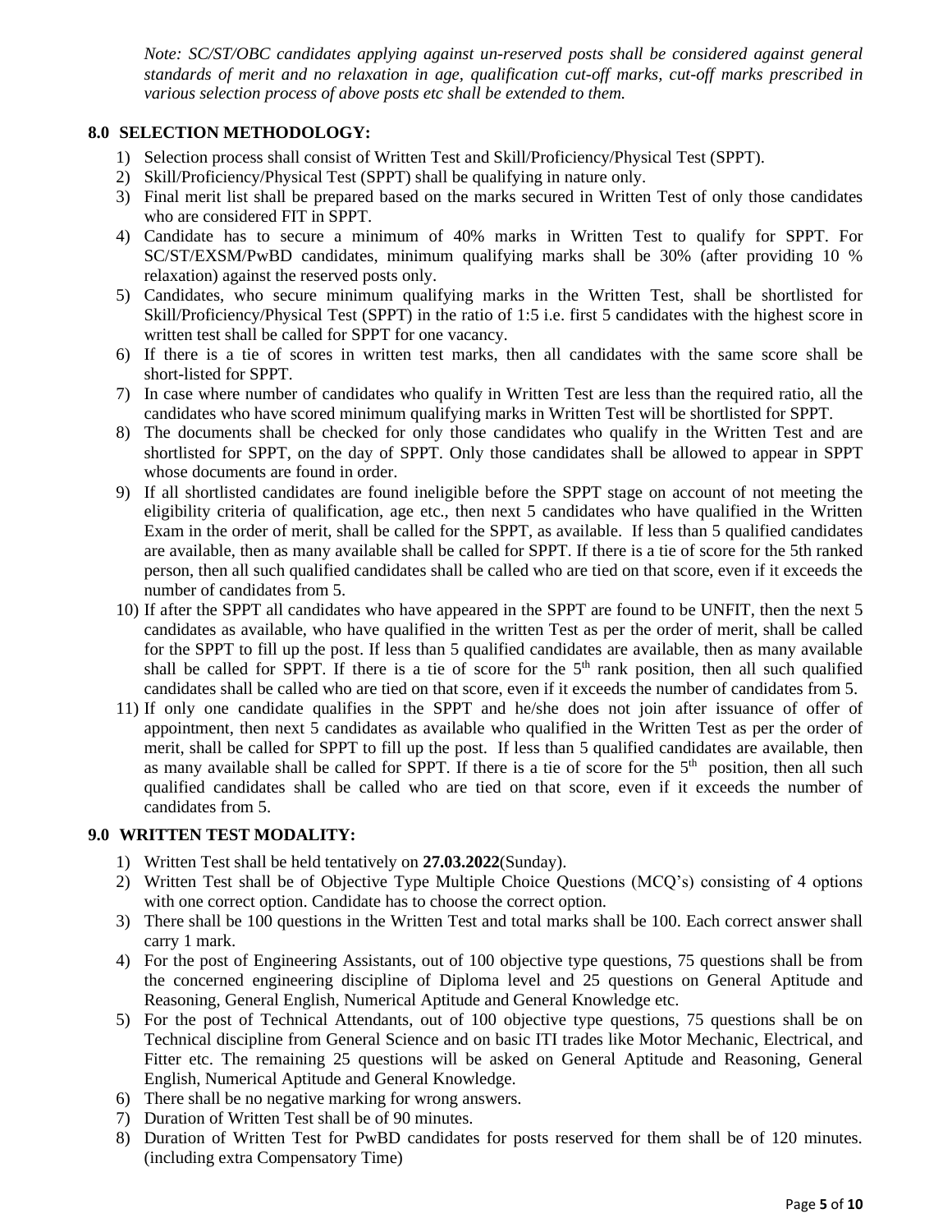*Note: SC/ST/OBC candidates applying against un-reserved posts shall be considered against general standards of merit and no relaxation in age, qualification cut-off marks, cut-off marks prescribed in various selection process of above posts etc shall be extended to them.*

## 8.0 SELECTION METHODOLOGY:

1) Selection process shall consist of Written Test and Skill/Proficiency/Physical Test (SPPT).
2) Skill/Proficiency/Physical Test (SPPT) shall be qualifying in nature only.
3) Final merit list shall be prepared based on the marks secured in Written Test of only those candidates who are considered FIT in SPPT.
4) Candidate has to secure a minimum of 40% marks in Written Test to qualify for SPPT. For SC/ST/EXSM/PwBD candidates, minimum qualifying marks shall be 30% (after providing 10 % relaxation) against the reserved posts only.
5) Candidates, who secure minimum qualifying marks in the Written Test, shall be shortlisted for Skill/Proficiency/Physical Test (SPPT) in the ratio of 1:5 i.e. first 5 candidates with the highest score in written test shall be called for SPPT for one vacancy.
6) If there is a tie of scores in written test marks, then all candidates with the same score shall be short-listed for SPPT.
7) In case where number of candidates who qualify in Written Test are less than the required ratio, all the candidates who have scored minimum qualifying marks in Written Test will be shortlisted for SPPT.
8) The documents shall be checked for only those candidates who qualify in the Written Test and are shortlisted for SPPT, on the day of SPPT. Only those candidates shall be allowed to appear in SPPT whose documents are found in order.
9) If all shortlisted candidates are found ineligible before the SPPT stage on account of not meeting the eligibility criteria of qualification, age etc., then next 5 candidates who have qualified in the Written Exam in the order of merit, shall be called for the SPPT, as available. If less than 5 qualified candidates are available, then as many available shall be called for SPPT. If there is a tie of score for the 5th ranked person, then all such qualified candidates shall be called who are tied on that score, even if it exceeds the number of candidates from 5.
10) If after the SPPT all candidates who have appeared in the SPPT are found to be UNFIT, then the next 5 candidates as available, who have qualified in the written Test as per the order of merit, shall be called for the SPPT to fill up the post. If less than 5 qualified candidates are available, then as many available shall be called for SPPT. If there is a tie of score for the 5th rank position, then all such qualified candidates shall be called who are tied on that score, even if it exceeds the number of candidates from 5.
11) If only one candidate qualifies in the SPPT and he/she does not join after issuance of offer of appointment, then next 5 candidates as available who qualified in the Written Test as per the order of merit, shall be called for SPPT to fill up the post. If less than 5 qualified candidates are available, then as many available shall be called for SPPT. If there is a tie of score for the 5th position, then all such qualified candidates shall be called who are tied on that score, even if it exceeds the number of candidates from 5.

## 9.0 WRITTEN TEST MODALITY:

1) Written Test shall be held tentatively on **27.03.2022**(Sunday).
2) Written Test shall be of Objective Type Multiple Choice Questions (MCQ's) consisting of 4 options with one correct option. Candidate has to choose the correct option.
3) There shall be 100 questions in the Written Test and total marks shall be 100. Each correct answer shall carry 1 mark.
4) For the post of Engineering Assistants, out of 100 objective type questions, 75 questions shall be from the concerned engineering discipline of Diploma level and 25 questions on General Aptitude and Reasoning, General English, Numerical Aptitude and General Knowledge etc.
5) For the post of Technical Attendants, out of 100 objective type questions, 75 questions shall be on Technical discipline from General Science and on basic ITI trades like Motor Mechanic, Electrical, and Fitter etc. The remaining 25 questions will be asked on General Aptitude and Reasoning, General English, Numerical Aptitude and General Knowledge.
6) There shall be no negative marking for wrong answers.
7) Duration of Written Test shall be of 90 minutes.
8) Duration of Written Test for PwBD candidates for posts reserved for them shall be of 120 minutes. (including extra Compensatory Time)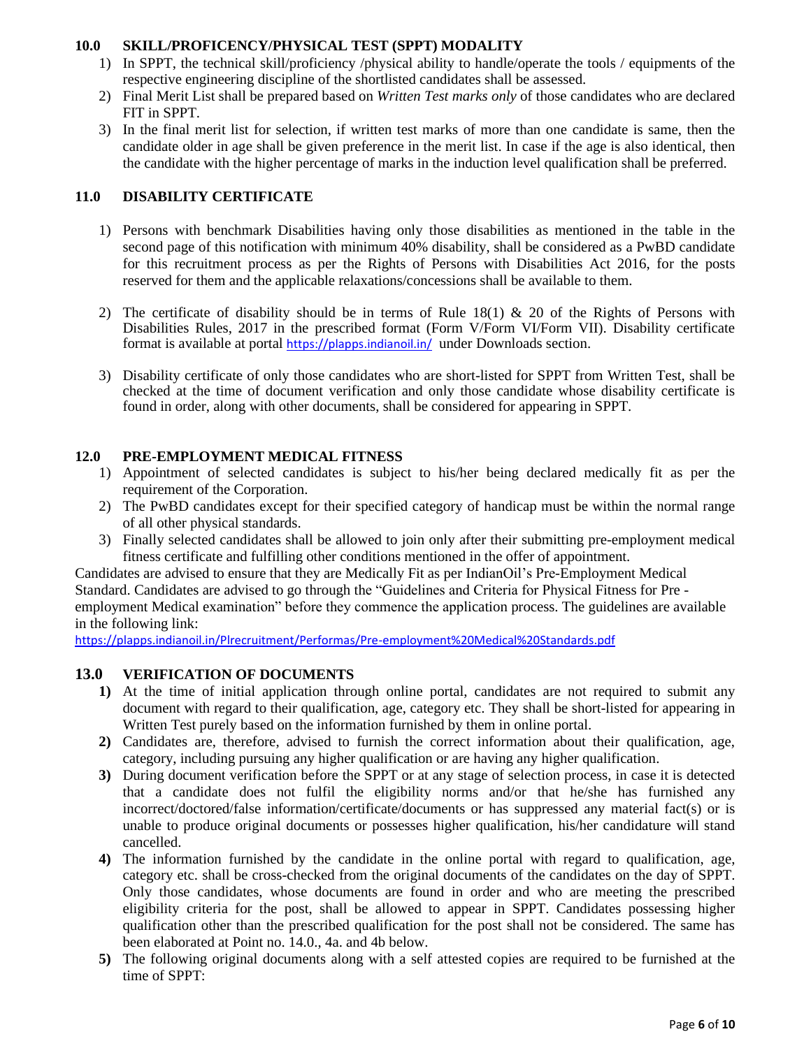## 10.0 SKILL/PROFICENCY/PHYSICAL TEST (SPPT) MODALITY

1) In SPPT, the technical skill/proficiency /physical ability to handle/operate the tools / equipments of the respective engineering discipline of the shortlisted candidates shall be assessed.
2) Final Merit List shall be prepared based on *Written Test marks only* of those candidates who are declared FIT in SPPT.
3) In the final merit list for selection, if written test marks of more than one candidate is same, then the candidate older in age shall be given preference in the merit list. In case if the age is also identical, then the candidate with the higher percentage of marks in the induction level qualification shall be preferred.

## 11.0 DISABILITY CERTIFICATE

1) Persons with benchmark Disabilities having only those disabilities as mentioned in the table in the second page of this notification with minimum 40% disability, shall be considered as a PwBD candidate for this recruitment process as per the Rights of Persons with Disabilities Act 2016, for the posts reserved for them and the applicable relaxations/concessions shall be available to them.

2) The certificate of disability should be in terms of Rule 18(1) & 20 of the Rights of Persons with Disabilities Rules, 2017 in the prescribed format (Form V/Form VI/Form VII). Disability certificate format is available at portal https://plapps.indianoil.in/ under Downloads section.

3) Disability certificate of only those candidates who are short-listed for SPPT from Written Test, shall be checked at the time of document verification and only those candidate whose disability certificate is found in order, along with other documents, shall be considered for appearing in SPPT.

## 12.0 PRE-EMPLOYMENT MEDICAL FITNESS

1) Appointment of selected candidates is subject to his/her being declared medically fit as per the requirement of the Corporation.
2) The PwBD candidates except for their specified category of handicap must be within the normal range of all other physical standards.
3) Finally selected candidates shall be allowed to join only after their submitting pre-employment medical fitness certificate and fulfilling other conditions mentioned in the offer of appointment.

Candidates are advised to ensure that they are Medically Fit as per IndianOil's Pre-Employment Medical Standard. Candidates are advised to go through the "Guidelines and Criteria for Physical Fitness for Pre - employment Medical examination" before they commence the application process. The guidelines are available in the following link:
https://plapps.indianoil.in/Plrecruitment/Performas/Pre-employment%20Medical%20Standards.pdf

## 13.0 VERIFICATION OF DOCUMENTS

**1)** At the time of initial application through online portal, candidates are not required to submit any document with regard to their qualification, age, category etc. They shall be short-listed for appearing in Written Test purely based on the information furnished by them in online portal.

**2)** Candidates are, therefore, advised to furnish the correct information about their qualification, age, category, including pursuing any higher qualification or are having any higher qualification.

**3)** During document verification before the SPPT or at any stage of selection process, in case it is detected that a candidate does not fulfil the eligibility norms and/or that he/she has furnished any incorrect/doctored/false information/certificate/documents or has suppressed any material fact(s) or is unable to produce original documents or possesses higher qualification, his/her candidature will stand cancelled.

**4)** The information furnished by the candidate in the online portal with regard to qualification, age, category etc. shall be cross-checked from the original documents of the candidates on the day of SPPT. Only those candidates, whose documents are found in order and who are meeting the prescribed eligibility criteria for the post, shall be allowed to appear in SPPT. Candidates possessing higher qualification other than the prescribed qualification for the post shall not be considered. The same has been elaborated at Point no. 14.0., 4a. and 4b below.

**5)** The following original documents along with a self attested copies are required to be furnished at the time of SPPT: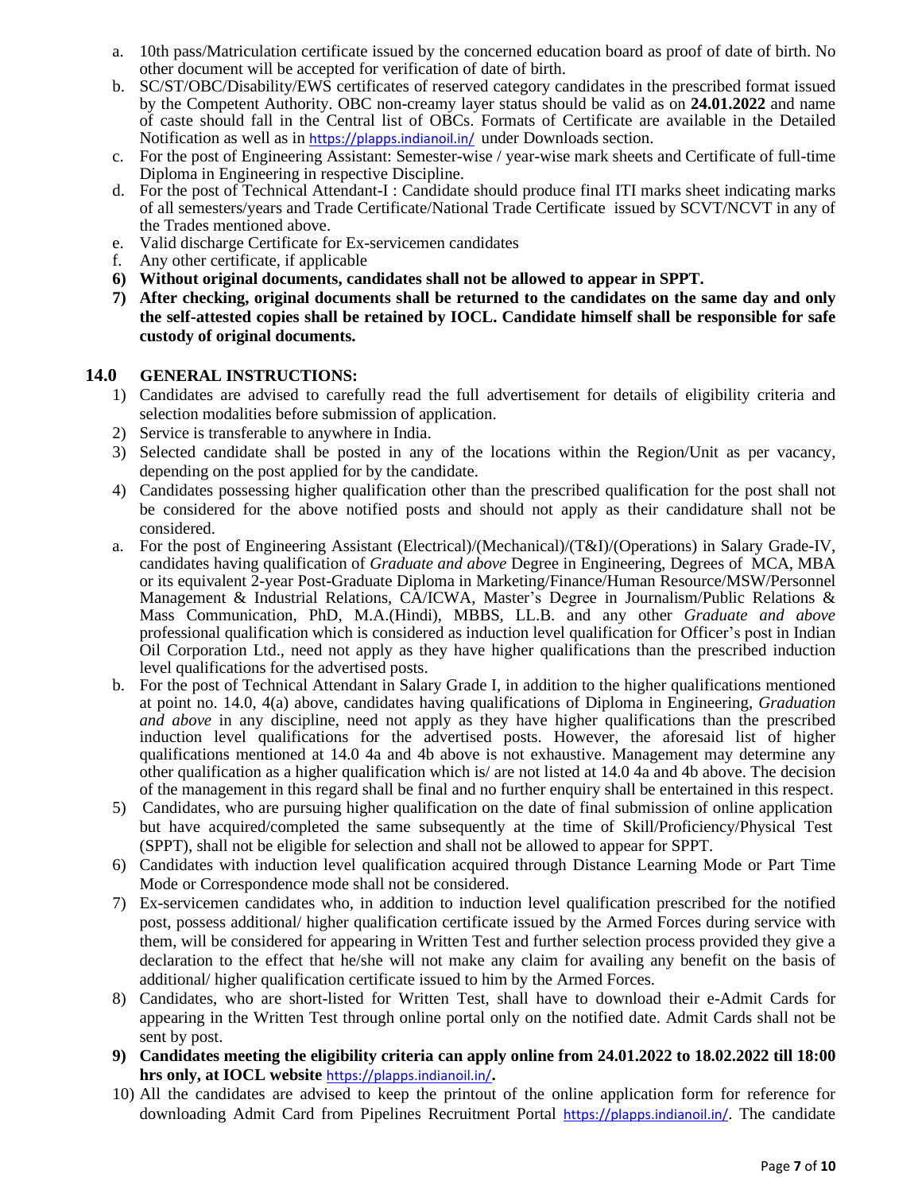a. 10th pass/Matriculation certificate issued by the concerned education board as proof of date of birth. No other document will be accepted for verification of date of birth.
b. SC/ST/OBC/Disability/EWS certificates of reserved category candidates in the prescribed format issued by the Competent Authority. OBC non-creamy layer status should be valid as on **24.01.2022** and name of caste should fall in the Central list of OBCs. Formats of Certificate are available in the Detailed Notification as well as in https://plapps.indianoil.in/ under Downloads section.
c. For the post of Engineering Assistant: Semester-wise / year-wise mark sheets and Certificate of full-time Diploma in Engineering in respective Discipline.
d. For the post of Technical Attendant-I : Candidate should produce final ITI marks sheet indicating marks of all semesters/years and Trade Certificate/National Trade Certificate issued by SCVT/NCVT in any of the Trades mentioned above.
e. Valid discharge Certificate for Ex-servicemen candidates
f. Any other certificate, if applicable

6) **Without original documents, candidates shall not be allowed to appear in SPPT.**
7) **After checking, original documents shall be returned to the candidates on the same day and only the self-attested copies shall be retained by IOCL. Candidate himself shall be responsible for safe custody of original documents.**

## 14.0 GENERAL INSTRUCTIONS:

1) Candidates are advised to carefully read the full advertisement for details of eligibility criteria and selection modalities before submission of application.
2) Service is transferable to anywhere in India.
3) Selected candidate shall be posted in any of the locations within the Region/Unit as per vacancy, depending on the post applied for by the candidate.
4) Candidates possessing higher qualification other than the prescribed qualification for the post shall not be considered for the above notified posts and should not apply as their candidature shall not be considered.

a. For the post of Engineering Assistant (Electrical)/(Mechanical)/(T&I)/(Operations) in Salary Grade-IV, candidates having qualification of *Graduate and above* Degree in Engineering, Degrees of MCA, MBA or its equivalent 2-year Post-Graduate Diploma in Marketing/Finance/Human Resource/MSW/Personnel Management & Industrial Relations, CA/ICWA, Master's Degree in Journalism/Public Relations & Mass Communication, PhD, M.A.(Hindi), MBBS, LL.B. and any other *Graduate and above* professional qualification which is considered as induction level qualification for Officer's post in Indian Oil Corporation Ltd., need not apply as they have higher qualifications than the prescribed induction level qualifications for the advertised posts.
b. For the post of Technical Attendant in Salary Grade I, in addition to the higher qualifications mentioned at point no. 14.0, 4(a) above, candidates having qualifications of Diploma in Engineering, *Graduation and above* in any discipline, need not apply as they have higher qualifications than the prescribed induction level qualifications for the advertised posts. However, the aforesaid list of higher qualifications mentioned at 14.0 4a and 4b above is not exhaustive. Management may determine any other qualification as a higher qualification which is/ are not listed at 14.0 4a and 4b above. The decision of the management in this regard shall be final and no further enquiry shall be entertained in this respect.

5) Candidates, who are pursuing higher qualification on the date of final submission of online application but have acquired/completed the same subsequently at the time of Skill/Proficiency/Physical Test (SPPT), shall not be eligible for selection and shall not be allowed to appear for SPPT.
6) Candidates with induction level qualification acquired through Distance Learning Mode or Part Time Mode or Correspondence mode shall not be considered.
7) Ex-servicemen candidates who, in addition to induction level qualification prescribed for the notified post, possess additional/ higher qualification certificate issued by the Armed Forces during service with them, will be considered for appearing in Written Test and further selection process provided they give a declaration to the effect that he/she will not make any claim for availing any benefit on the basis of additional/ higher qualification certificate issued to him by the Armed Forces.
8) Candidates, who are short-listed for Written Test, shall have to download their e-Admit Cards for appearing in the Written Test through online portal only on the notified date. Admit Cards shall not be sent by post.
9) **Candidates meeting the eligibility criteria can apply online from 24.01.2022 to 18.02.2022 till 18:00 hrs only, at IOCL website https://plapps.indianoil.in/.**
10) All the candidates are advised to keep the printout of the online application form for reference for downloading Admit Card from Pipelines Recruitment Portal https://plapps.indianoil.in/. The candidate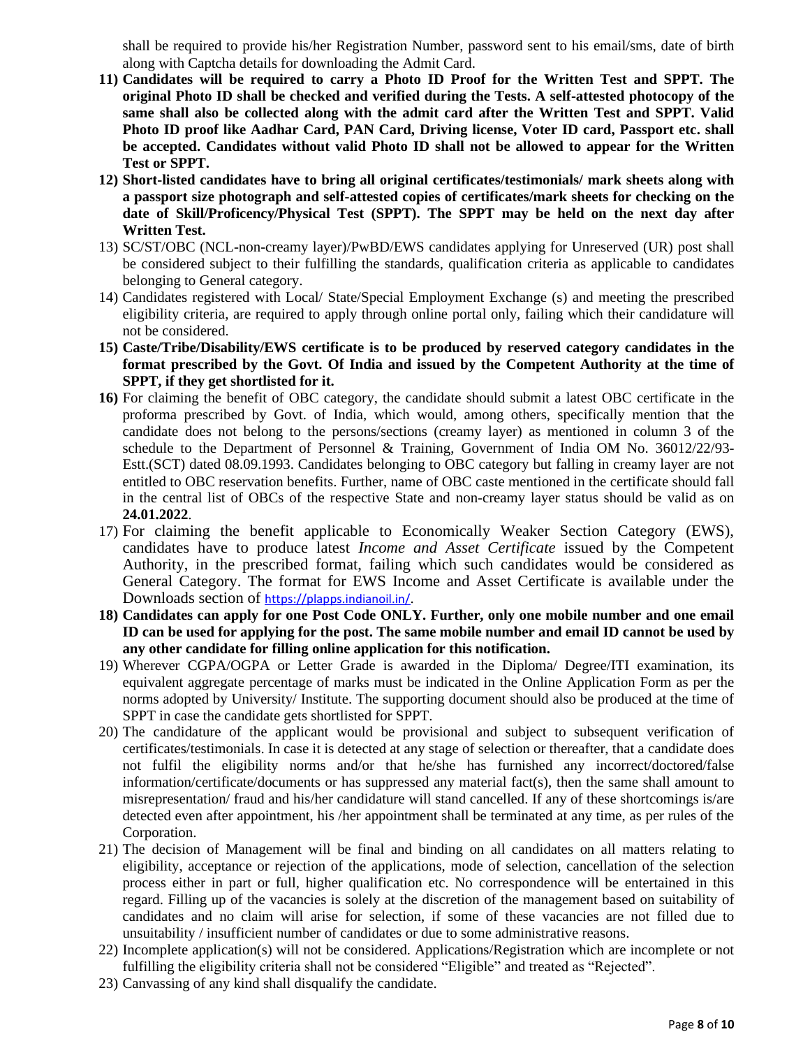shall be required to provide his/her Registration Number, password sent to his email/sms, date of birth along with Captcha details for downloading the Admit Card.

11) **Candidates will be required to carry a Photo ID Proof for the Written Test and SPPT. The original Photo ID shall be checked and verified during the Tests. A self-attested photocopy of the same shall also be collected along with the admit card after the Written Test and SPPT. Valid Photo ID proof like Aadhar Card, PAN Card, Driving license, Voter ID card, Passport etc. shall be accepted. Candidates without valid Photo ID shall not be allowed to appear for the Written Test or SPPT.**
12) **Short-listed candidates have to bring all original certificates/testimonials/ mark sheets along with a passport size photograph and self-attested copies of certificates/mark sheets for checking on the date of Skill/Proficency/Physical Test (SPPT). The SPPT may be held on the next day after Written Test.**
13) SC/ST/OBC (NCL-non-creamy layer)/PwBD/EWS candidates applying for Unreserved (UR) post shall be considered subject to their fulfilling the standards, qualification criteria as applicable to candidates belonging to General category.
14) Candidates registered with Local/ State/Special Employment Exchange (s) and meeting the prescribed eligibility criteria, are required to apply through online portal only, failing which their candidature will not be considered.
15) **Caste/Tribe/Disability/EWS certificate is to be produced by reserved category candidates in the format prescribed by the Govt. Of India and issued by the Competent Authority at the time of SPPT, if they get shortlisted for it.**
16) For claiming the benefit of OBC category, the candidate should submit a latest OBC certificate in the proforma prescribed by Govt. of India, which would, among others, specifically mention that the candidate does not belong to the persons/sections (creamy layer) as mentioned in column 3 of the schedule to the Department of Personnel & Training, Government of India OM No. 36012/22/93-Estt.(SCT) dated 08.09.1993. Candidates belonging to OBC category but falling in creamy layer are not entitled to OBC reservation benefits. Further, name of OBC caste mentioned in the certificate should fall in the central list of OBCs of the respective State and non-creamy layer status should be valid as on **24.01.2022**.
17) For claiming the benefit applicable to Economically Weaker Section Category (EWS), candidates have to produce latest *Income and Asset Certificate* issued by the Competent Authority, in the prescribed format, failing which such candidates would be considered as General Category. The format for EWS Income and Asset Certificate is available under the Downloads section of https://plapps.indianoil.in/.
18) **Candidates can apply for one Post Code ONLY. Further, only one mobile number and one email ID can be used for applying for the post. The same mobile number and email ID cannot be used by any other candidate for filling online application for this notification.**
19) Wherever CGPA/OGPA or Letter Grade is awarded in the Diploma/ Degree/ITI examination, its equivalent aggregate percentage of marks must be indicated in the Online Application Form as per the norms adopted by University/ Institute. The supporting document should also be produced at the time of SPPT in case the candidate gets shortlisted for SPPT.
20) The candidature of the applicant would be provisional and subject to subsequent verification of certificates/testimonials. In case it is detected at any stage of selection or thereafter, that a candidate does not fulfil the eligibility norms and/or that he/she has furnished any incorrect/doctored/false information/certificate/documents or has suppressed any material fact(s), then the same shall amount to misrepresentation/ fraud and his/her candidature will stand cancelled. If any of these shortcomings is/are detected even after appointment, his /her appointment shall be terminated at any time, as per rules of the Corporation.
21) The decision of Management will be final and binding on all candidates on all matters relating to eligibility, acceptance or rejection of the applications, mode of selection, cancellation of the selection process either in part or full, higher qualification etc. No correspondence will be entertained in this regard. Filling up of the vacancies is solely at the discretion of the management based on suitability of candidates and no claim will arise for selection, if some of these vacancies are not filled due to unsuitability / insufficient number of candidates or due to some administrative reasons.
22) Incomplete application(s) will not be considered. Applications/Registration which are incomplete or not fulfilling the eligibility criteria shall not be considered "Eligible" and treated as "Rejected".
23) Canvassing of any kind shall disqualify the candidate.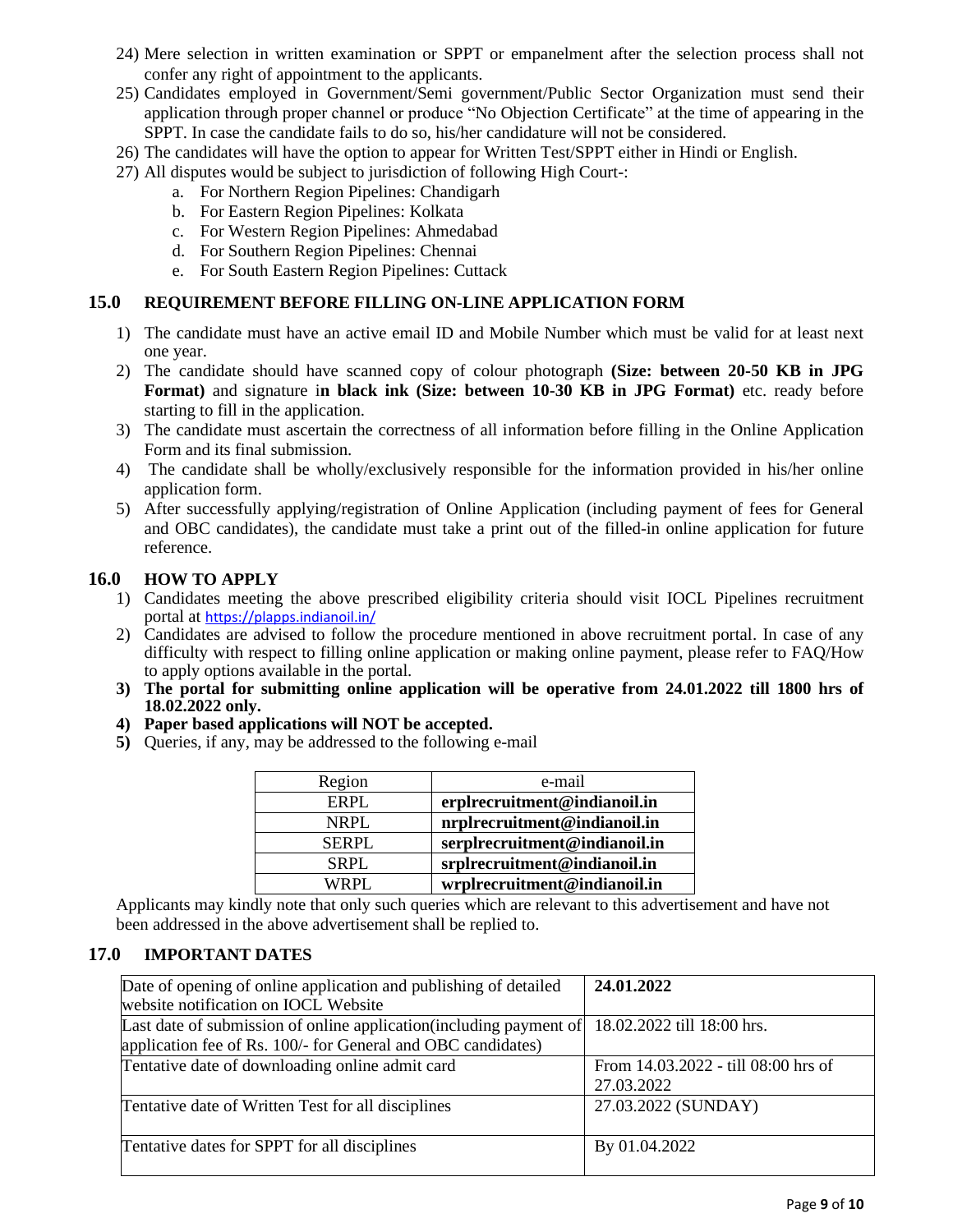24) Mere selection in written examination or SPPT or empanelment after the selection process shall not confer any right of appointment to the applicants.
25) Candidates employed in Government/Semi government/Public Sector Organization must send their application through proper channel or produce "No Objection Certificate" at the time of appearing in the SPPT. In case the candidate fails to do so, his/her candidature will not be considered.
26) The candidates will have the option to appear for Written Test/SPPT either in Hindi or English.
27) All disputes would be subject to jurisdiction of following High Court-:
    a. For Northern Region Pipelines: Chandigarh
    b. For Eastern Region Pipelines: Kolkata
    c. For Western Region Pipelines: Ahmedabad
    d. For Southern Region Pipelines: Chennai
    e. For South Eastern Region Pipelines: Cuttack

## 15.0 REQUIREMENT BEFORE FILLING ON-LINE APPLICATION FORM

1) The candidate must have an active email ID and Mobile Number which must be valid for at least next one year.
2) The candidate should have scanned copy of colour photograph **(Size: between 20-50 KB in JPG Format)** and signature i**n black ink (Size: between 10-30 KB in JPG Format)** etc. ready before starting to fill in the application.
3) The candidate must ascertain the correctness of all information before filling in the Online Application Form and its final submission.
4) The candidate shall be wholly/exclusively responsible for the information provided in his/her online application form.
5) After successfully applying/registration of Online Application (including payment of fees for General and OBC candidates), the candidate must take a print out of the filled-in online application for future reference.

## 16.0 HOW TO APPLY

1) Candidates meeting the above prescribed eligibility criteria should visit IOCL Pipelines recruitment portal at https://plapps.indianoil.in/
2) Candidates are advised to follow the procedure mentioned in above recruitment portal. In case of any difficulty with respect to filling online application or making online payment, please refer to FAQ/How to apply options available in the portal.
3) **The portal for submitting online application will be operative from 24.01.2022 till 1800 hrs of 18.02.2022 only.**
4) **Paper based applications will NOT be accepted.**
5) Queries, if any, may be addressed to the following e-mail

| Region | e-mail |
|---|---|
| ERPL | **erplrecruitment@indianoil.in** |
| NRPL | **nrplrecruitment@indianoil.in** |
| SERPL | **serplrecruitment@indianoil.in** |
| SRPL | **srplrecruitment@indianoil.in** |
| WRPL | **wrplrecruitment@indianoil.in** |

Applicants may kindly note that only such queries which are relevant to this advertisement and have not been addressed in the above advertisement shall be replied to.

## 17.0 IMPORTANT DATES

| | |
|---|---|
| Date of opening of online application and publishing of detailed website notification on IOCL Website | **24.01.2022** |
| Last date of submission of online application(including payment of application fee of Rs. 100/- for General and OBC candidates) | 18.02.2022 till 18:00 hrs. |
| Tentative date of downloading online admit card | From 14.03.2022 - till 08:00 hrs of 27.03.2022 |
| Tentative date of Written Test for all disciplines | 27.03.2022 (SUNDAY) |
| Tentative dates for SPPT for all disciplines | By 01.04.2022 |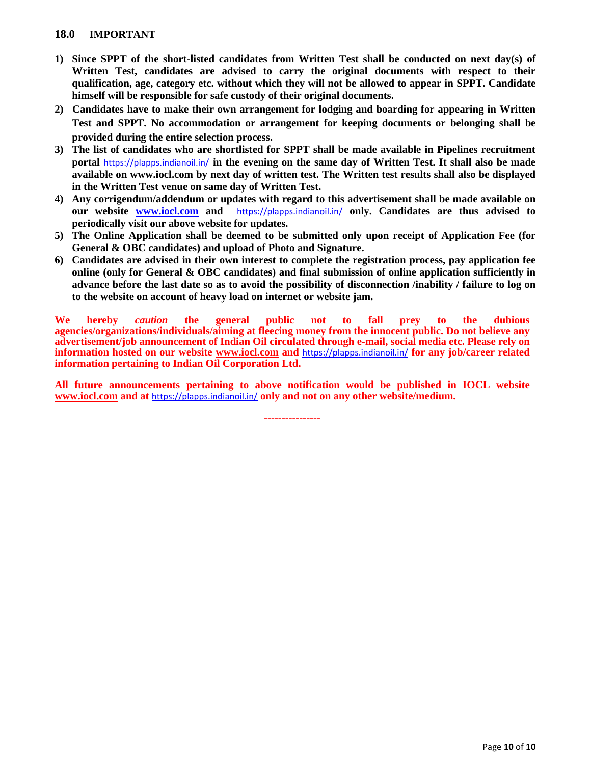## 18.0 IMPORTANT

1) **Since SPPT of the short-listed candidates from Written Test shall be conducted on next day(s) of Written Test, candidates are advised to carry the original documents with respect to their qualification, age, category etc. without which they will not be allowed to appear in SPPT. Candidate himself will be responsible for safe custody of their original documents.**
2) **Candidates have to make their own arrangement for lodging and boarding for appearing in Written Test and SPPT. No accommodation or arrangement for keeping documents or belonging shall be provided during the entire selection process.**
3) **The list of candidates who are shortlisted for SPPT shall be made available in Pipelines recruitment portal** https://plapps.indianoil.in/ **in the evening on the same day of Written Test. It shall also be made available on www.iocl.com by next day of written test. The Written test results shall also be displayed in the Written Test venue on same day of Written Test.**
4) **Any corrigendum/addendum or updates with regard to this advertisement shall be made available on our website www.iocl.com and** https://plapps.indianoil.in/ **only. Candidates are thus advised to periodically visit our above website for updates.**
5) **The Online Application shall be deemed to be submitted only upon receipt of Application Fee (for General & OBC candidates) and upload of Photo and Signature.**
6) **Candidates are advised in their own interest to complete the registration process, pay application fee online (only for General & OBC candidates) and final submission of online application sufficiently in advance before the last date so as to avoid the possibility of disconnection /inability / failure to log on to the website on account of heavy load on internet or website jam.**

**We hereby *caution* the general public not to fall prey to the dubious agencies/organizations/individuals/aiming at fleecing money from the innocent public. Do not believe any advertisement/job announcement of Indian Oil circulated through e-mail, social media etc. Please rely on information hosted on our website www.iocl.com and** https://plapps.indianoil.in/ **for any job/career related information pertaining to Indian Oil Corporation Ltd.**

**All future announcements pertaining to above notification would be published in IOCL website www.iocl.com and at** https://plapps.indianoil.in/ **only and not on any other website/medium.**

----------------